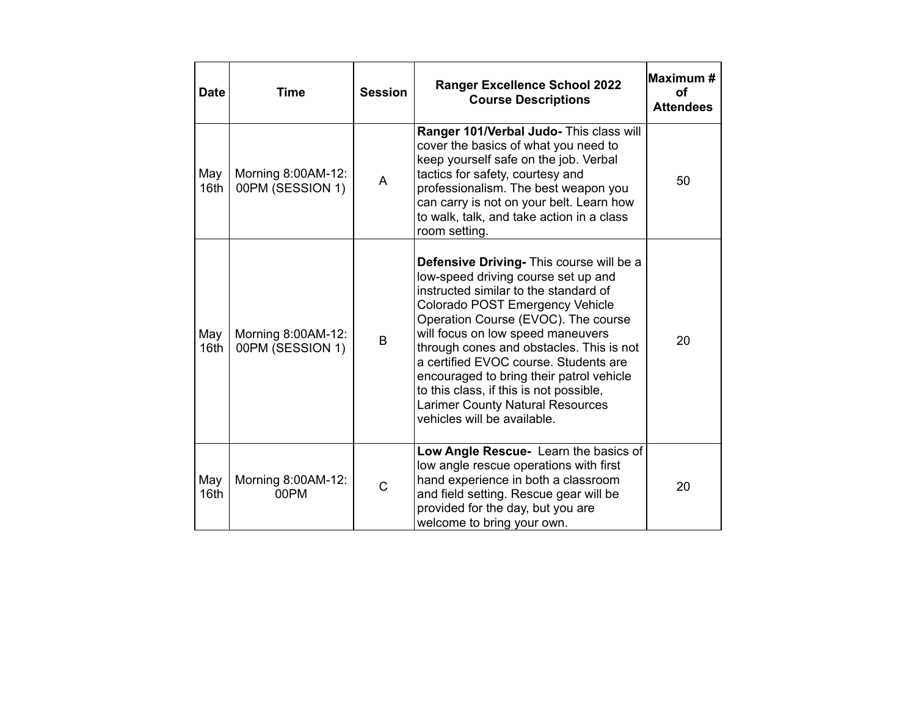| Date | Time | Session | Ranger Excellence School 2022 Course Descriptions | Maximum # of Attendees |
|---|---|---|---|---|
| May 16th | Morning 8:00AM-12:00PM (SESSION 1) | A | **Ranger 101/Verbal Judo-** This class will cover the basics of what you need to keep yourself safe on the job. Verbal tactics for safety, courtesy and professionalism. The best weapon you can carry is not on your belt. Learn how to walk, talk, and take action in a class room setting. | 50 |
| May 16th | Morning 8:00AM-12:00PM (SESSION 1) | B | **Defensive Driving-** This course will be a low-speed driving course set up and instructed similar to the standard of Colorado POST Emergency Vehicle Operation Course (EVOC). The course will focus on low speed maneuvers through cones and obstacles. This is not a certified EVOC course. Students are encouraged to bring their patrol vehicle to this class, if this is not possible, Larimer County Natural Resources vehicles will be available. | 20 |
| May 16th | Morning 8:00AM-12:00PM | C | **Low Angle Rescue-** Learn the basics of low angle rescue operations with first hand experience in both a classroom and field setting. Rescue gear will be provided for the day, but you are welcome to bring your own. | 20 |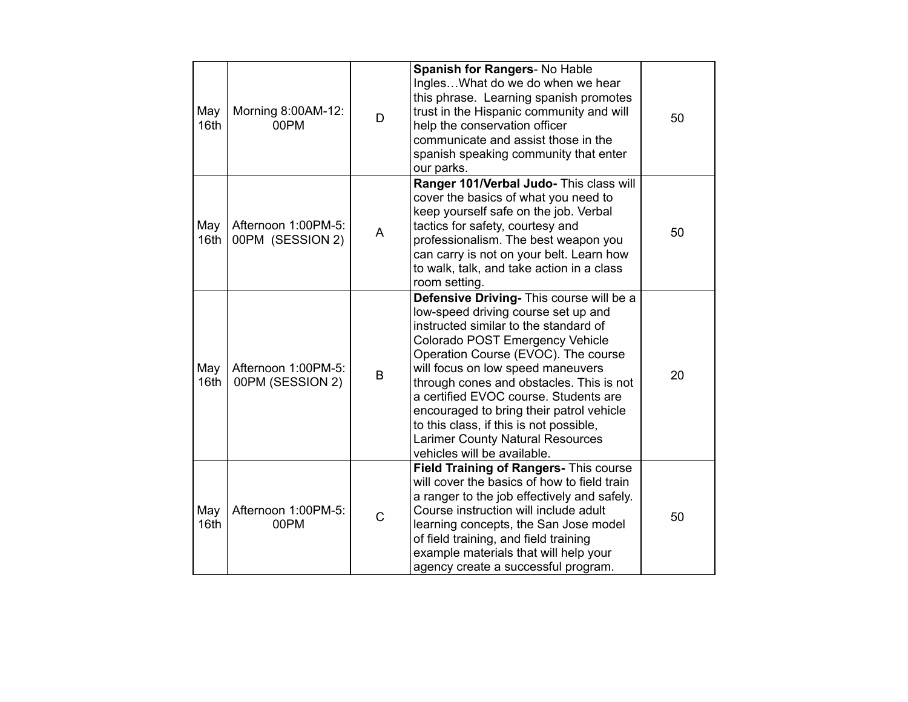| May 16th | Morning 8:00AM-12:00PM | D | **Spanish for Rangers**- No Hable Ingles…What do we do when we hear this phrase. Learning spanish promotes trust in the Hispanic community and will help the conservation officer communicate and assist those in the spanish speaking community that enter our parks. | 50 |
|---|---|---|---|---|
| May 16th | Afternoon 1:00PM-5:00PM (SESSION 2) | A | **Ranger 101/Verbal Judo-** This class will cover the basics of what you need to keep yourself safe on the job. Verbal tactics for safety, courtesy and professionalism. The best weapon you can carry is not on your belt. Learn how to walk, talk, and take action in a class room setting. | 50 |
| May 16th | Afternoon 1:00PM-5:00PM (SESSION 2) | B | **Defensive Driving-** This course will be a low-speed driving course set up and instructed similar to the standard of Colorado POST Emergency Vehicle Operation Course (EVOC). The course will focus on low speed maneuvers through cones and obstacles. This is not a certified EVOC course. Students are encouraged to bring their patrol vehicle to this class, if this is not possible, Larimer County Natural Resources vehicles will be available. | 20 |
| May 16th | Afternoon 1:00PM-5:00PM | C | **Field Training of Rangers-** This course will cover the basics of how to field train a ranger to the job effectively and safely. Course instruction will include adult learning concepts, the San Jose model of field training, and field training example materials that will help your agency create a successful program. | 50 |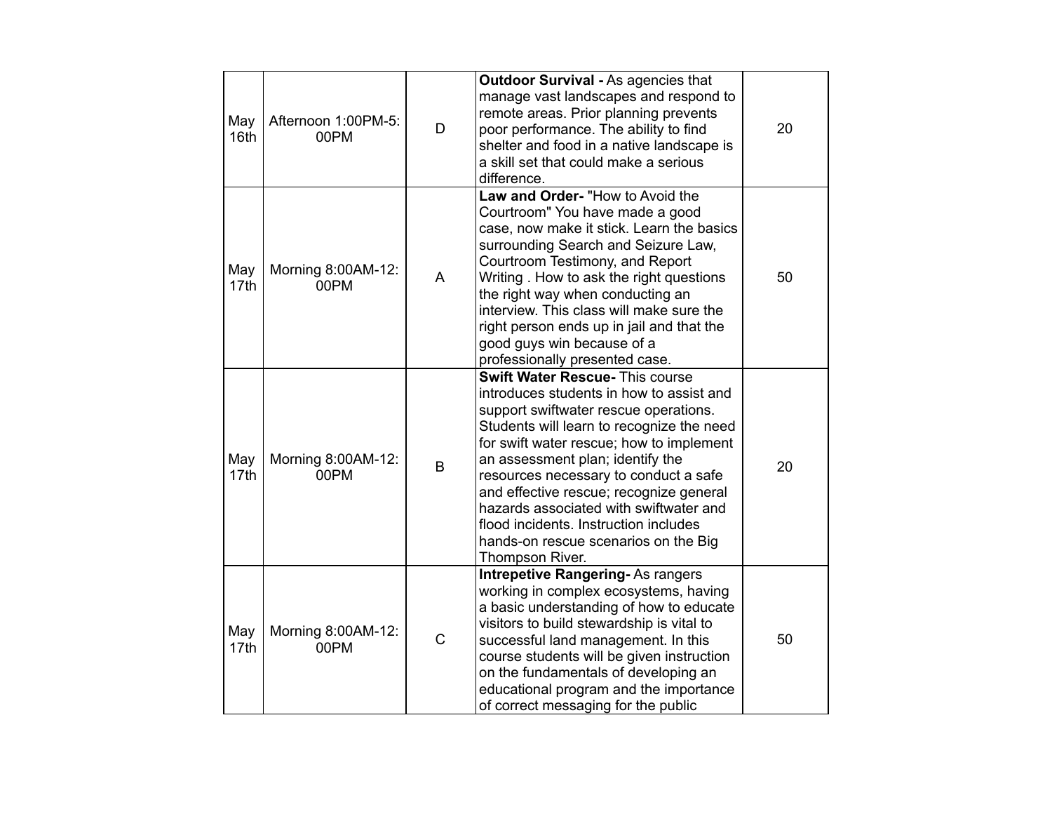| May 16th | Afternoon 1:00PM-5:00PM | D | **Outdoor Survival -** As agencies that manage vast landscapes and respond to remote areas. Prior planning prevents poor performance. The ability to find shelter and food in a native landscape is a skill set that could make a serious difference. | 20 |
|---|---|---|---|---|
| May 17th | Morning 8:00AM-12:00PM | A | **Law and Order-** "How to Avoid the Courtroom" You have made a good case, now make it stick. Learn the basics surrounding Search and Seizure Law, Courtroom Testimony, and Report Writing . How to ask the right questions the right way when conducting an interview. This class will make sure the right person ends up in jail and that the good guys win because of a professionally presented case. | 50 |
| May 17th | Morning 8:00AM-12:00PM | B | **Swift Water Rescue-** This course introduces students in how to assist and support swiftwater rescue operations. Students will learn to recognize the need for swift water rescue; how to implement an assessment plan; identify the resources necessary to conduct a safe and effective rescue; recognize general hazards associated with swiftwater and flood incidents. Instruction includes hands-on rescue scenarios on the Big Thompson River. | 20 |
| May 17th | Morning 8:00AM-12:00PM | C | **Intrepetive Rangering-** As rangers working in complex ecosystems, having a basic understanding of how to educate visitors to build stewardship is vital to successful land management. In this course students will be given instruction on the fundamentals of developing an educational program and the importance of correct messaging for the public | 50 |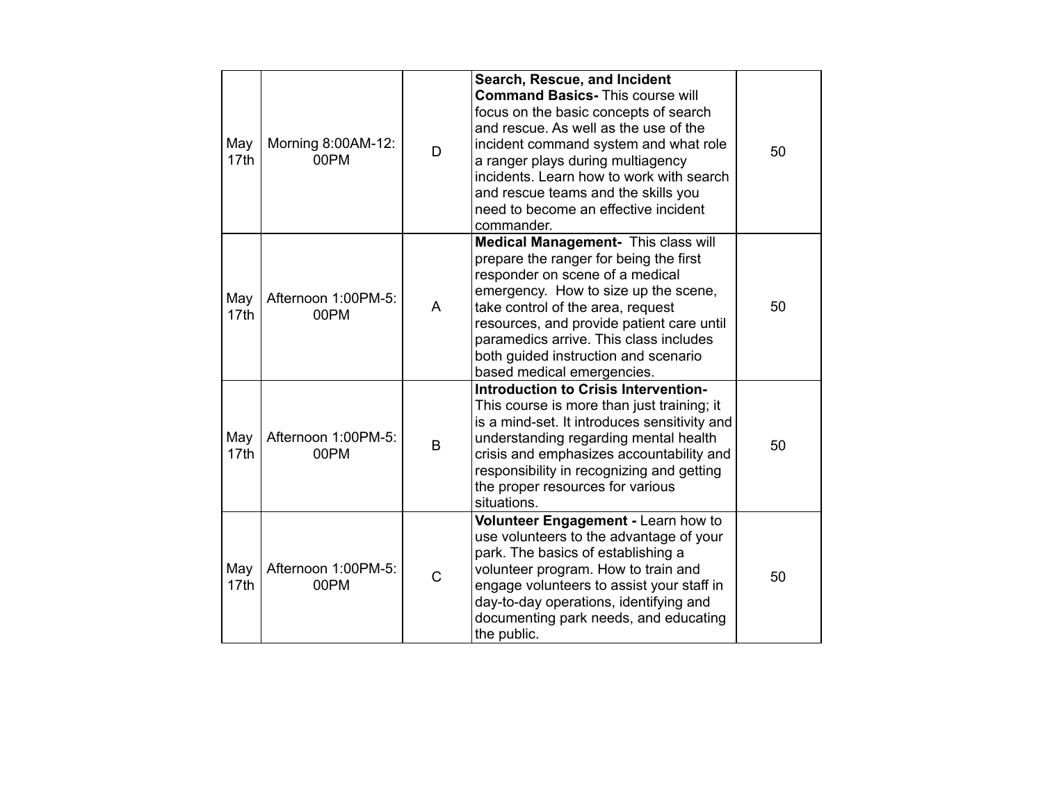| May 17th | Morning 8:00AM-12:00PM | D | **Search, Rescue, and Incident Command Basics-** This course will focus on the basic concepts of search and rescue. As well as the use of the incident command system and what role a ranger plays during multiagency incidents. Learn how to work with search and rescue teams and the skills you need to become an effective incident commander. | 50 |
|---|---|---|---|---|
| May 17th | Afternoon 1:00PM-5:00PM | A | **Medical Management-** This class will prepare the ranger for being the first responder on scene of a medical emergency. How to size up the scene, take control of the area, request resources, and provide patient care until paramedics arrive. This class includes both guided instruction and scenario based medical emergencies. | 50 |
| May 17th | Afternoon 1:00PM-5:00PM | B | **Introduction to Crisis Intervention-** This course is more than just training; it is a mind-set. It introduces sensitivity and understanding regarding mental health crisis and emphasizes accountability and responsibility in recognizing and getting the proper resources for various situations. | 50 |
| May 17th | Afternoon 1:00PM-5:00PM | C | **Volunteer Engagement -** Learn how to use volunteers to the advantage of your park. The basics of establishing a volunteer program. How to train and engage volunteers to assist your staff in day-to-day operations, identifying and documenting park needs, and educating the public. | 50 |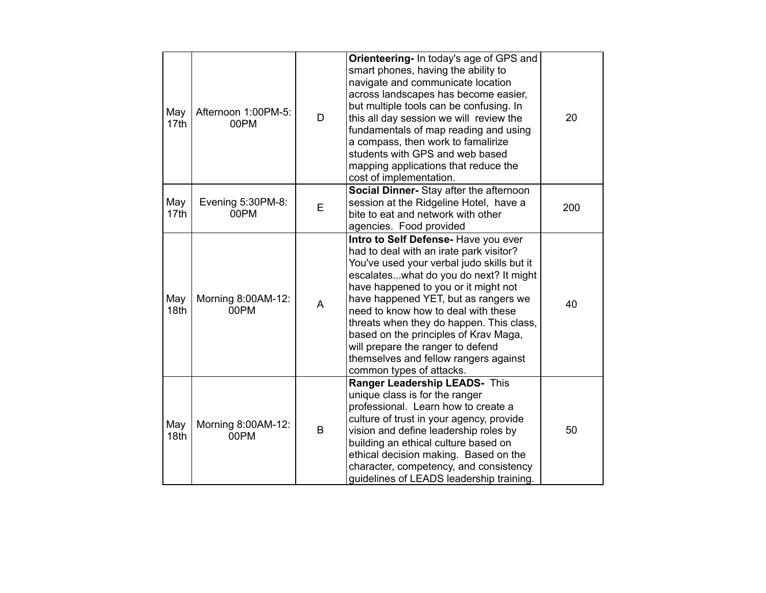| | | | | |
|---|---|---|---|---|
| May 17th | Afternoon 1:00PM-5:00PM | D | **Orienteering-** In today's age of GPS and smart phones, having the ability to navigate and communicate location across landscapes has become easier, but multiple tools can be confusing. In this all day session we will review the fundamentals of map reading and using a compass, then work to famalirize students with GPS and web based mapping applications that reduce the cost of implementation. | 20 |
| May 17th | Evening 5:30PM-8:00PM | E | **Social Dinner-** Stay after the afternoon session at the Ridgeline Hotel, have a bite to eat and network with other agencies. Food provided | 200 |
| May 18th | Morning 8:00AM-12:00PM | A | **Intro to Self Defense-** Have you ever had to deal with an irate park visitor? You've used your verbal judo skills but it escalates...what do you do next? It might have happened to you or it might not have happened YET, but as rangers we need to know how to deal with these threats when they do happen. This class, based on the principles of Krav Maga, will prepare the ranger to defend themselves and fellow rangers against common types of attacks. | 40 |
| May 18th | Morning 8:00AM-12:00PM | B | **Ranger Leadership LEADS-** This unique class is for the ranger professional. Learn how to create a culture of trust in your agency, provide vision and define leadership roles by building an ethical culture based on ethical decision making. Based on the character, competency, and consistency guidelines of LEADS leadership training. | 50 |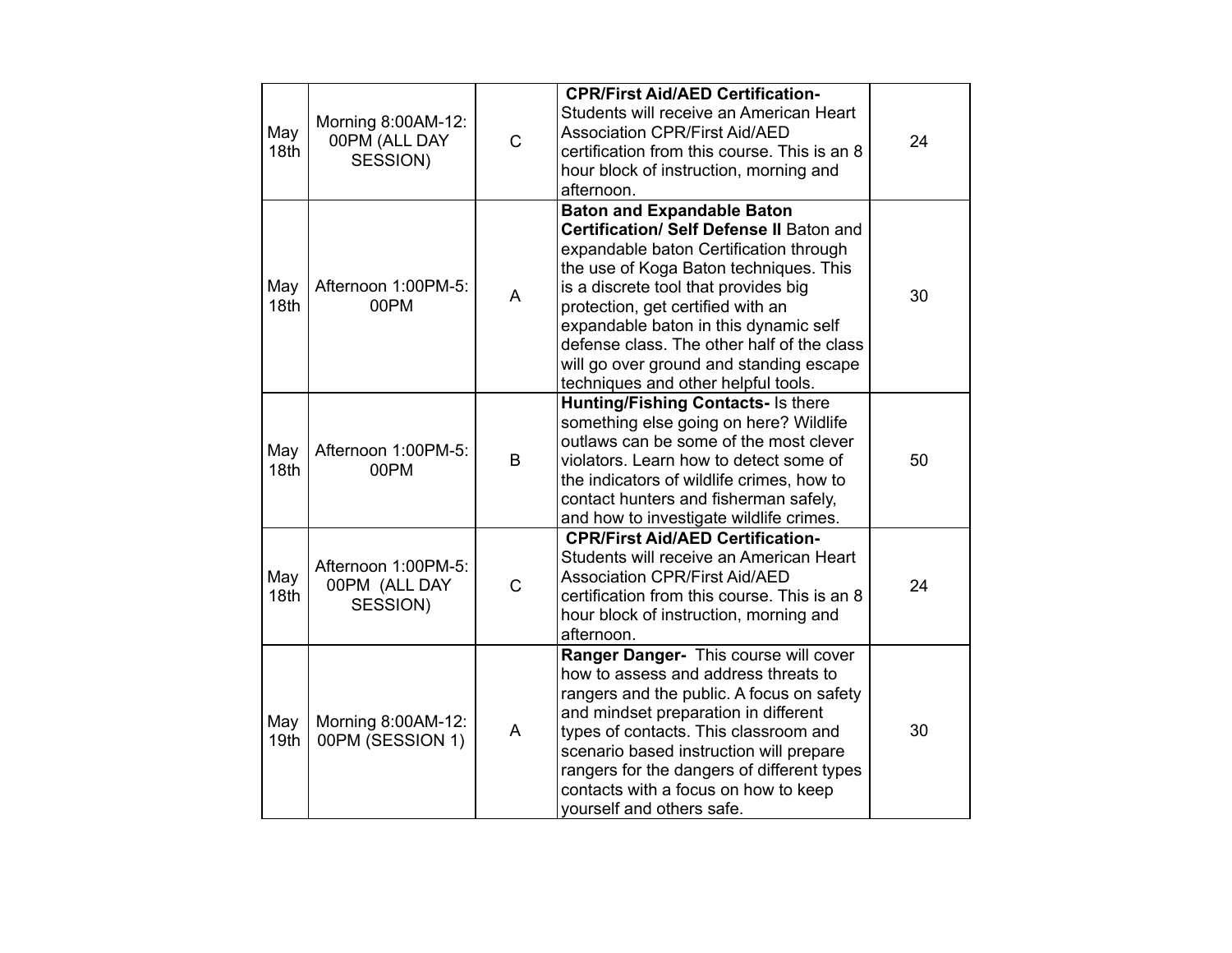| | | | | |
|---|---|---|---|---|
| May 18th | Morning 8:00AM-12:00PM (ALL DAY SESSION) | C | **CPR/First Aid/AED Certification-** Students will receive an American Heart Association CPR/First Aid/AED certification from this course. This is an 8 hour block of instruction, morning and afternoon. | 24 |
| May 18th | Afternoon 1:00PM-5:00PM | A | **Baton and Expandable Baton Certification/ Self Defense II** Baton and expandable baton Certification through the use of Koga Baton techniques. This is a discrete tool that provides big protection, get certified with an expandable baton in this dynamic self defense class. The other half of the class will go over ground and standing escape techniques and other helpful tools. | 30 |
| May 18th | Afternoon 1:00PM-5:00PM | B | **Hunting/Fishing Contacts-** Is there something else going on here? Wildlife outlaws can be some of the most clever violators. Learn how to detect some of the indicators of wildlife crimes, how to contact hunters and fisherman safely, and how to investigate wildlife crimes. | 50 |
| May 18th | Afternoon 1:00PM-5:00PM (ALL DAY SESSION) | C | **CPR/First Aid/AED Certification-** Students will receive an American Heart Association CPR/First Aid/AED certification from this course. This is an 8 hour block of instruction, morning and afternoon. | 24 |
| May 19th | Morning 8:00AM-12:00PM (SESSION 1) | A | **Ranger Danger-** This course will cover how to assess and address threats to rangers and the public. A focus on safety and mindset preparation in different types of contacts. This classroom and scenario based instruction will prepare rangers for the dangers of different types contacts with a focus on how to keep yourself and others safe. | 30 |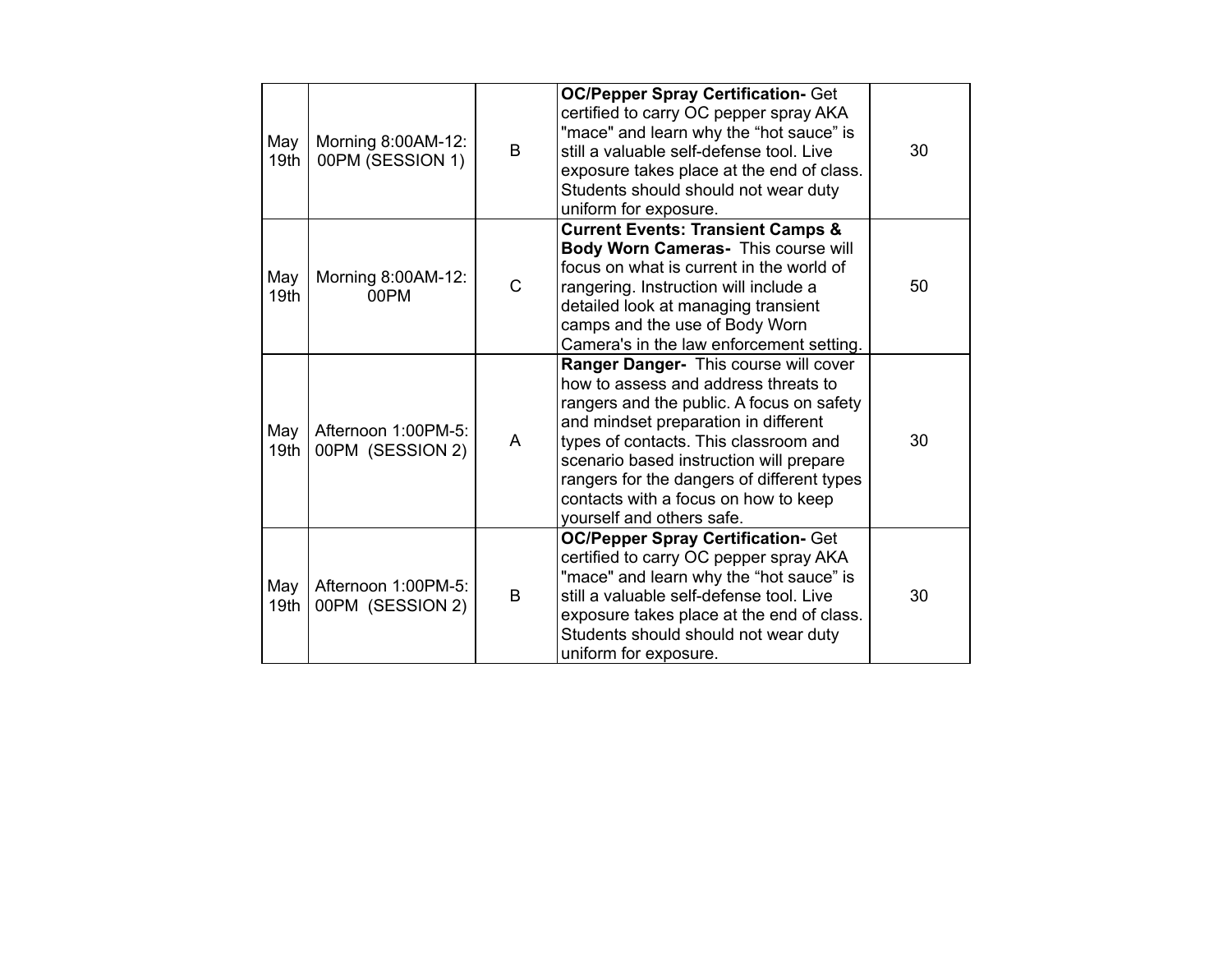| | | | | |
|---|---|---|---|---|
| May 19th | Morning 8:00AM-12:00PM (SESSION 1) | B | **OC/Pepper Spray Certification-** Get certified to carry OC pepper spray AKA "mace" and learn why the "hot sauce" is still a valuable self-defense tool. Live exposure takes place at the end of class. Students should should not wear duty uniform for exposure. | 30 |
| May 19th | Morning 8:00AM-12:00PM | C | **Current Events: Transient Camps & Body Worn Cameras-** This course will focus on what is current in the world of rangering. Instruction will include a detailed look at managing transient camps and the use of Body Worn Camera's in the law enforcement setting. | 50 |
| May 19th | Afternoon 1:00PM-5:00PM (SESSION 2) | A | **Ranger Danger-** This course will cover how to assess and address threats to rangers and the public. A focus on safety and mindset preparation in different types of contacts. This classroom and scenario based instruction will prepare rangers for the dangers of different types contacts with a focus on how to keep yourself and others safe. | 30 |
| May 19th | Afternoon 1:00PM-5:00PM (SESSION 2) | B | **OC/Pepper Spray Certification-** Get certified to carry OC pepper spray AKA "mace" and learn why the "hot sauce" is still a valuable self-defense tool. Live exposure takes place at the end of class. Students should should not wear duty uniform for exposure. | 30 |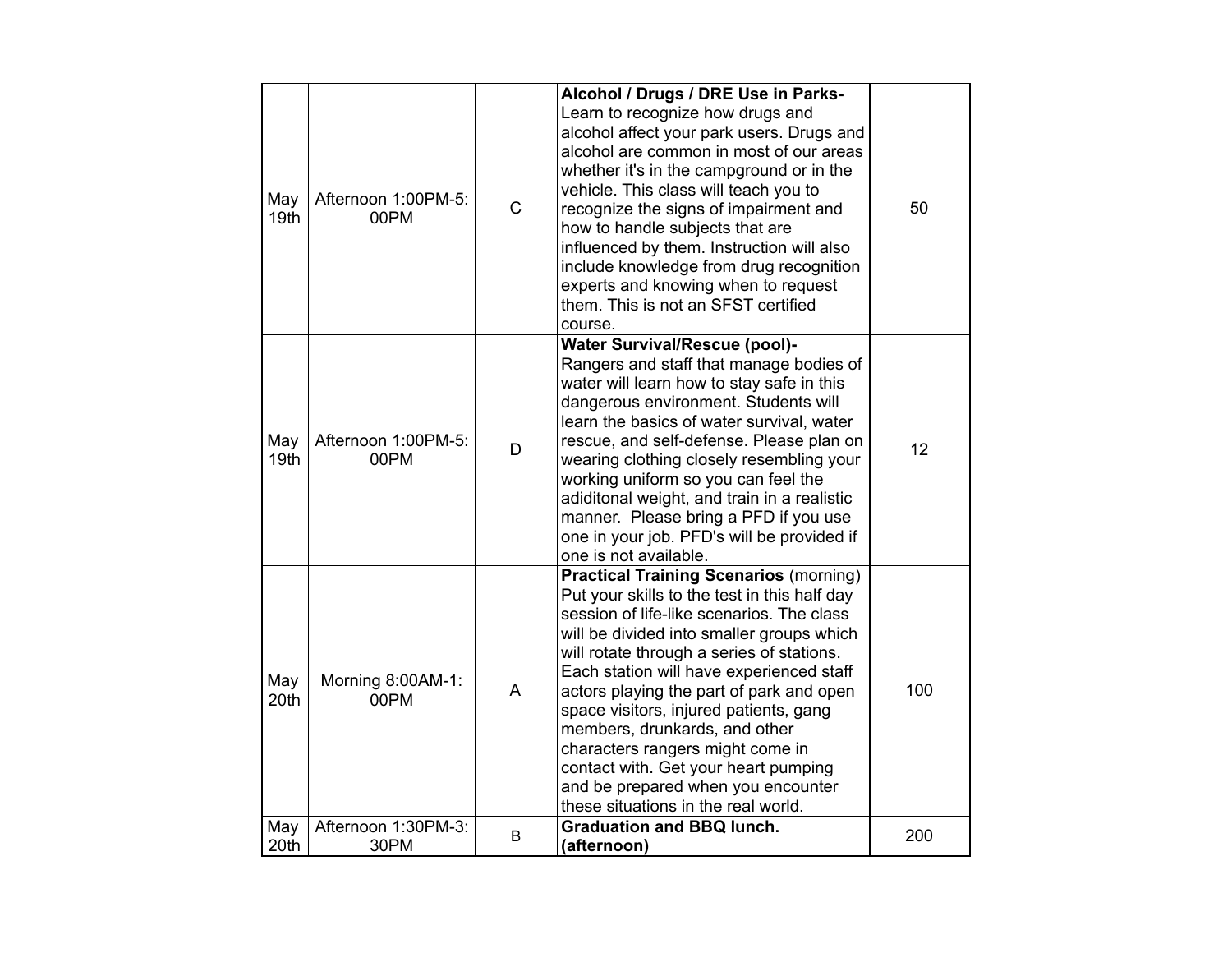| | | | | |
|---|---|---|---|---|
| May 19th | Afternoon 1:00PM-5:00PM | C | **Alcohol / Drugs / DRE Use in Parks-** Learn to recognize how drugs and alcohol affect your park users. Drugs and alcohol are common in most of our areas whether it's in the campground or in the vehicle. This class will teach you to recognize the signs of impairment and how to handle subjects that are influenced by them. Instruction will also include knowledge from drug recognition experts and knowing when to request them. This is not an SFST certified course. | 50 |
| May 19th | Afternoon 1:00PM-5:00PM | D | **Water Survival/Rescue (pool)-** Rangers and staff that manage bodies of water will learn how to stay safe in this dangerous environment. Students will learn the basics of water survival, water rescue, and self-defense. Please plan on wearing clothing closely resembling your working uniform so you can feel the adiditonal weight, and train in a realistic manner. Please bring a PFD if you use one in your job. PFD's will be provided if one is not available. | 12 |
| May 20th | Morning 8:00AM-1:00PM | A | **Practical Training Scenarios** (morning) Put your skills to the test in this half day session of life-like scenarios. The class will be divided into smaller groups which will rotate through a series of stations. Each station will have experienced staff actors playing the part of park and open space visitors, injured patients, gang members, drunkards, and other characters rangers might come in contact with. Get your heart pumping and be prepared when you encounter these situations in the real world. | 100 |
| May 20th | Afternoon 1:30PM-3:30PM | B | **Graduation and BBQ lunch. (afternoon)** | 200 |